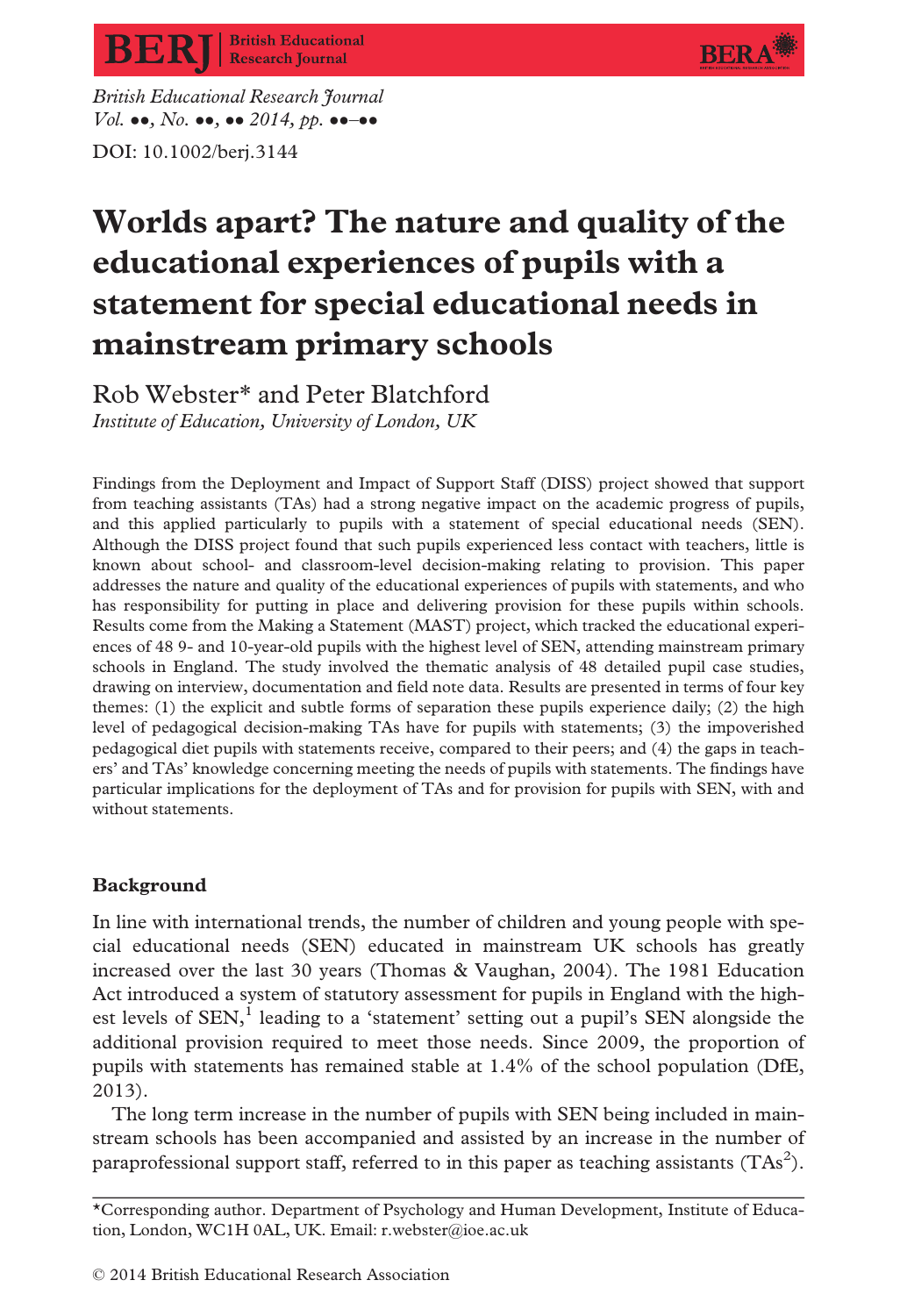# Worlds apart? The nature and quality of the educational experiences of pupils with a statement for special educational needs in mainstream primary schools

Rob Webster* and Peter Blatchford

*Institute of Education, University of London, UK*

Findings from the Deployment and Impact of Support Staff (DISS) project showed that support from teaching assistants (TAs) had a strong negative impact on the academic progress of pupils, and this applied particularly to pupils with a statement of special educational needs (SEN). Although the DISS project found that such pupils experienced less contact with teachers, little is known about school- and classroom-level decision-making relating to provision. This paper addresses the nature and quality of the educational experiences of pupils with statements, and who has responsibility for putting in place and delivering provision for these pupils within schools. Results come from the Making a Statement (MAST) project, which tracked the educational experiences of 48 9- and 10-year-old pupils with the highest level of SEN, attending mainstream primary schools in England. The study involved the thematic analysis of 48 detailed pupil case studies, drawing on interview, documentation and field note data. Results are presented in terms of four key themes: (1) the explicit and subtle forms of separation these pupils experience daily; (2) the high level of pedagogical decision-making TAs have for pupils with statements; (3) the impoverished pedagogical diet pupils with statements receive, compared to their peers; and (4) the gaps in teachers' and TAs' knowledge concerning meeting the needs of pupils with statements. The findings have particular implications for the deployment of TAs and for provision for pupils with SEN, with and without statements.

## Background

In line with international trends, the number of children and young people with special educational needs (SEN) educated in mainstream UK schools has greatly increased over the last 30 years (Thomas & Vaughan, 2004). The 1981 Education Act introduced a system of statutory assessment for pupils in England with the highest levels of SEN,[1] leading to a 'statement' setting out a pupil's SEN alongside the additional provision required to meet those needs. Since 2009, the proportion of pupils with statements has remained stable at 1.4% of the school population (DfE, 2013).

The long term increase in the number of pupils with SEN being included in mainstream schools has been accompanied and assisted by an increase in the number of paraprofessional support staff, referred to in this paper as teaching assistants (TAs[2]).

---

*Corresponding author. Department of Psychology and Human Development, Institute of Education, London, WC1H 0AL, UK. Email: r.webster@ioe.ac.uk

© 2014 British Educational Research Association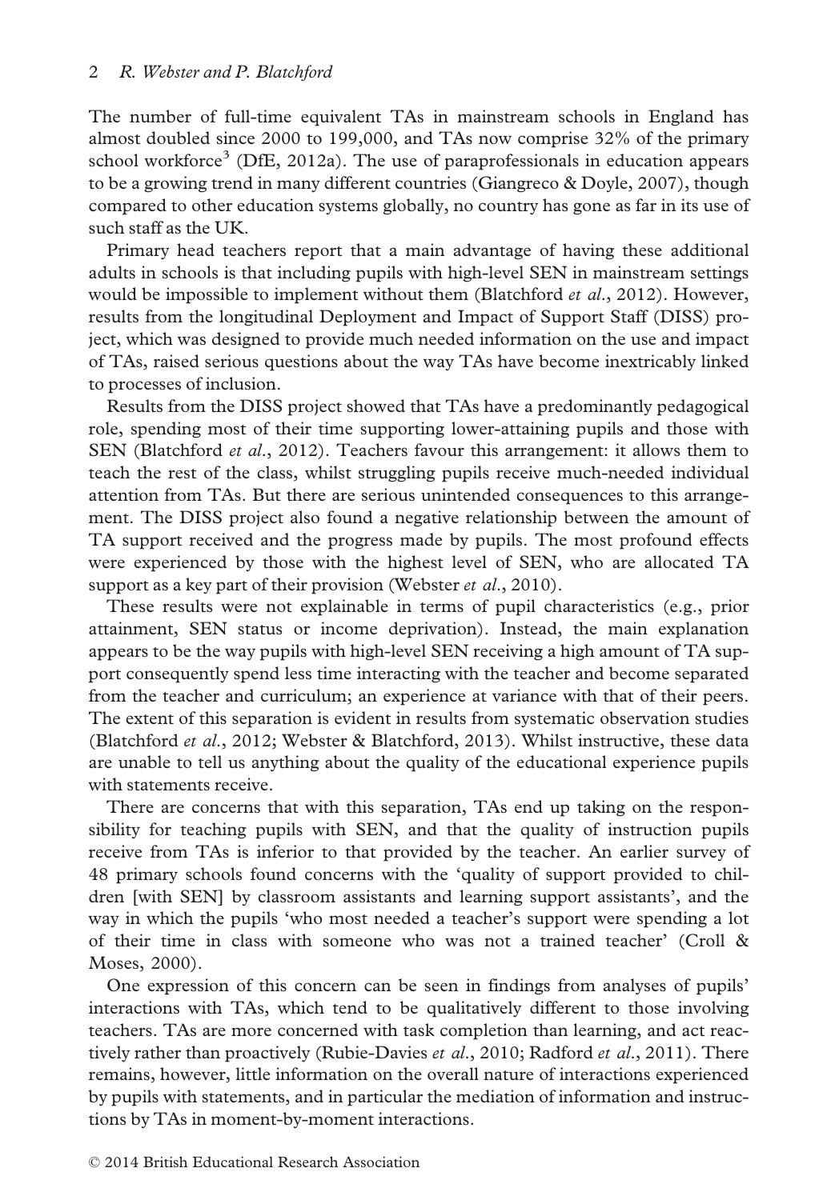The number of full-time equivalent TAs in mainstream schools in England has almost doubled since 2000 to 199,000, and TAs now comprise 32% of the primary school workforce[3] (DfE, 2012a). The use of paraprofessionals in education appears to be a growing trend in many different countries (Giangreco & Doyle, 2007), though compared to other education systems globally, no country has gone as far in its use of such staff as the UK.

Primary head teachers report that a main advantage of having these additional adults in schools is that including pupils with high-level SEN in mainstream settings would be impossible to implement without them (Blatchford *et al.*, 2012). However, results from the longitudinal Deployment and Impact of Support Staff (DISS) project, which was designed to provide much needed information on the use and impact of TAs, raised serious questions about the way TAs have become inextricably linked to processes of inclusion.

Results from the DISS project showed that TAs have a predominantly pedagogical role, spending most of their time supporting lower-attaining pupils and those with SEN (Blatchford *et al.*, 2012). Teachers favour this arrangement: it allows them to teach the rest of the class, whilst struggling pupils receive much-needed individual attention from TAs. But there are serious unintended consequences to this arrangement. The DISS project also found a negative relationship between the amount of TA support received and the progress made by pupils. The most profound effects were experienced by those with the highest level of SEN, who are allocated TA support as a key part of their provision (Webster *et al.*, 2010).

These results were not explainable in terms of pupil characteristics (e.g., prior attainment, SEN status or income deprivation). Instead, the main explanation appears to be the way pupils with high-level SEN receiving a high amount of TA support consequently spend less time interacting with the teacher and become separated from the teacher and curriculum; an experience at variance with that of their peers. The extent of this separation is evident in results from systematic observation studies (Blatchford *et al.*, 2012; Webster & Blatchford, 2013). Whilst instructive, these data are unable to tell us anything about the quality of the educational experience pupils with statements receive.

There are concerns that with this separation, TAs end up taking on the responsibility for teaching pupils with SEN, and that the quality of instruction pupils receive from TAs is inferior to that provided by the teacher. An earlier survey of 48 primary schools found concerns with the 'quality of support provided to children [with SEN] by classroom assistants and learning support assistants', and the way in which the pupils 'who most needed a teacher's support were spending a lot of their time in class with someone who was not a trained teacher' (Croll & Moses, 2000).

One expression of this concern can be seen in findings from analyses of pupils' interactions with TAs, which tend to be qualitatively different to those involving teachers. TAs are more concerned with task completion than learning, and act reactively rather than proactively (Rubie-Davies *et al.*, 2010; Radford *et al.*, 2011). There remains, however, little information on the overall nature of interactions experienced by pupils with statements, and in particular the mediation of information and instructions by TAs in moment-by-moment interactions.

© 2014 British Educational Research Association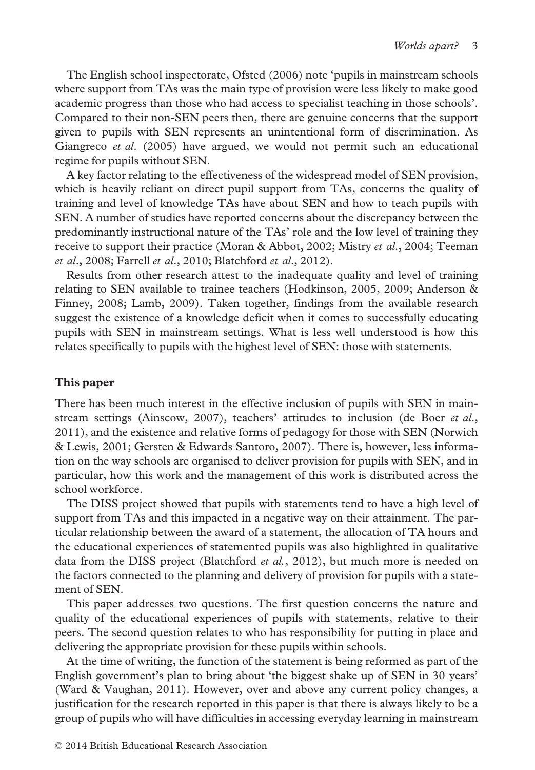The English school inspectorate, Ofsted (2006) note 'pupils in mainstream schools where support from TAs was the main type of provision were less likely to make good academic progress than those who had access to specialist teaching in those schools'. Compared to their non-SEN peers then, there are genuine concerns that the support given to pupils with SEN represents an unintentional form of discrimination. As Giangreco *et al*. (2005) have argued, we would not permit such an educational regime for pupils without SEN.

A key factor relating to the effectiveness of the widespread model of SEN provision, which is heavily reliant on direct pupil support from TAs, concerns the quality of training and level of knowledge TAs have about SEN and how to teach pupils with SEN. A number of studies have reported concerns about the discrepancy between the predominantly instructional nature of the TAs' role and the low level of training they receive to support their practice (Moran & Abbot, 2002; Mistry *et al*., 2004; Teeman *et al*., 2008; Farrell *et al*., 2010; Blatchford *et al*., 2012).

Results from other research attest to the inadequate quality and level of training relating to SEN available to trainee teachers (Hodkinson, 2005, 2009; Anderson & Finney, 2008; Lamb, 2009). Taken together, findings from the available research suggest the existence of a knowledge deficit when it comes to successfully educating pupils with SEN in mainstream settings. What is less well understood is how this relates specifically to pupils with the highest level of SEN: those with statements.

## This paper

There has been much interest in the effective inclusion of pupils with SEN in mainstream settings (Ainscow, 2007), teachers' attitudes to inclusion (de Boer *et al*., 2011), and the existence and relative forms of pedagogy for those with SEN (Norwich & Lewis, 2001; Gersten & Edwards Santoro, 2007). There is, however, less information on the way schools are organised to deliver provision for pupils with SEN, and in particular, how this work and the management of this work is distributed across the school workforce.

The DISS project showed that pupils with statements tend to have a high level of support from TAs and this impacted in a negative way on their attainment. The particular relationship between the award of a statement, the allocation of TA hours and the educational experiences of statemented pupils was also highlighted in qualitative data from the DISS project (Blatchford *et al.*, 2012), but much more is needed on the factors connected to the planning and delivery of provision for pupils with a statement of SEN.

This paper addresses two questions. The first question concerns the nature and quality of the educational experiences of pupils with statements, relative to their peers. The second question relates to who has responsibility for putting in place and delivering the appropriate provision for these pupils within schools.

At the time of writing, the function of the statement is being reformed as part of the English government's plan to bring about 'the biggest shake up of SEN in 30 years' (Ward & Vaughan, 2011). However, over and above any current policy changes, a justification for the research reported in this paper is that there is always likely to be a group of pupils who will have difficulties in accessing everyday learning in mainstream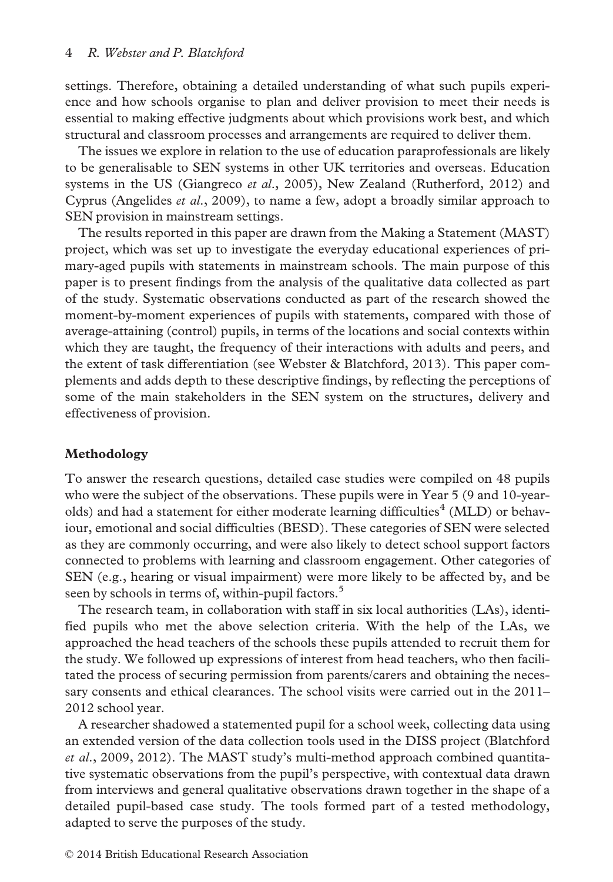settings. Therefore, obtaining a detailed understanding of what such pupils experience and how schools organise to plan and deliver provision to meet their needs is essential to making effective judgments about which provisions work best, and which structural and classroom processes and arrangements are required to deliver them.

The issues we explore in relation to the use of education paraprofessionals are likely to be generalisable to SEN systems in other UK territories and overseas. Education systems in the US (Giangreco *et al.*, 2005), New Zealand (Rutherford, 2012) and Cyprus (Angelides *et al.*, 2009), to name a few, adopt a broadly similar approach to SEN provision in mainstream settings.

The results reported in this paper are drawn from the Making a Statement (MAST) project, which was set up to investigate the everyday educational experiences of primary-aged pupils with statements in mainstream schools. The main purpose of this paper is to present findings from the analysis of the qualitative data collected as part of the study. Systematic observations conducted as part of the research showed the moment-by-moment experiences of pupils with statements, compared with those of average-attaining (control) pupils, in terms of the locations and social contexts within which they are taught, the frequency of their interactions with adults and peers, and the extent of task differentiation (see Webster & Blatchford, 2013). This paper complements and adds depth to these descriptive findings, by reflecting the perceptions of some of the main stakeholders in the SEN system on the structures, delivery and effectiveness of provision.

## Methodology

To answer the research questions, detailed case studies were compiled on 48 pupils who were the subject of the observations. These pupils were in Year 5 (9 and 10-year-olds) and had a statement for either moderate learning difficulties[4] (MLD) or behaviour, emotional and social difficulties (BESD). These categories of SEN were selected as they are commonly occurring, and were also likely to detect school support factors connected to problems with learning and classroom engagement. Other categories of SEN (e.g., hearing or visual impairment) were more likely to be affected by, and be seen by schools in terms of, within-pupil factors.[5]

The research team, in collaboration with staff in six local authorities (LAs), identified pupils who met the above selection criteria. With the help of the LAs, we approached the head teachers of the schools these pupils attended to recruit them for the study. We followed up expressions of interest from head teachers, who then facilitated the process of securing permission from parents/carers and obtaining the necessary consents and ethical clearances. The school visits were carried out in the 2011–2012 school year.

A researcher shadowed a statemented pupil for a school week, collecting data using an extended version of the data collection tools used in the DISS project (Blatchford *et al.*, 2009, 2012). The MAST study's multi-method approach combined quantitative systematic observations from the pupil's perspective, with contextual data drawn from interviews and general qualitative observations drawn together in the shape of a detailed pupil-based case study. The tools formed part of a tested methodology, adapted to serve the purposes of the study.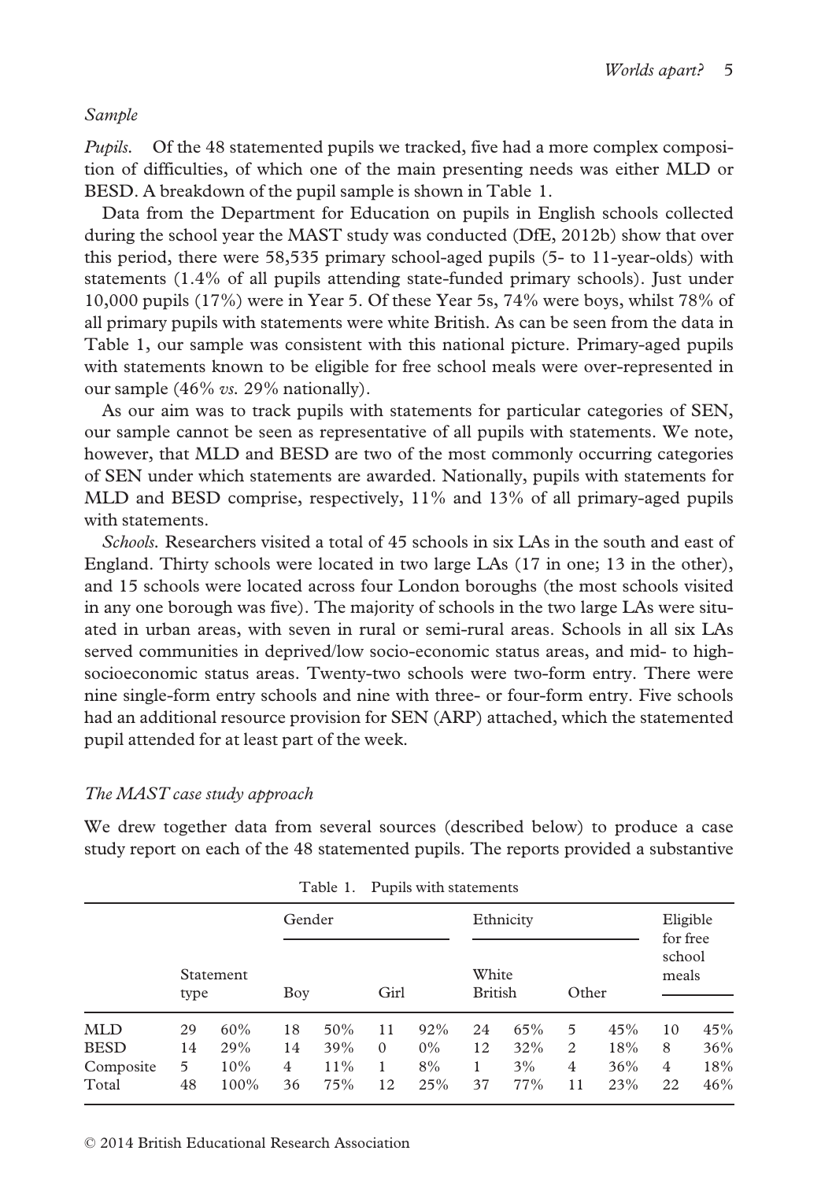*Sample*

*Pupils.* Of the 48 statemented pupils we tracked, five had a more complex composition of difficulties, of which one of the main presenting needs was either MLD or BESD. A breakdown of the pupil sample is shown in Table 1.

Data from the Department for Education on pupils in English schools collected during the school year the MAST study was conducted (DfE, 2012b) show that over this period, there were 58,535 primary school-aged pupils (5- to 11-year-olds) with statements (1.4% of all pupils attending state-funded primary schools). Just under 10,000 pupils (17%) were in Year 5. Of these Year 5s, 74% were boys, whilst 78% of all primary pupils with statements were white British. As can be seen from the data in Table 1, our sample was consistent with this national picture. Primary-aged pupils with statements known to be eligible for free school meals were over-represented in our sample (46% *vs.* 29% nationally).

As our aim was to track pupils with statements for particular categories of SEN, our sample cannot be seen as representative of all pupils with statements. We note, however, that MLD and BESD are two of the most commonly occurring categories of SEN under which statements are awarded. Nationally, pupils with statements for MLD and BESD comprise, respectively, 11% and 13% of all primary-aged pupils with statements.

*Schools.* Researchers visited a total of 45 schools in six LAs in the south and east of England. Thirty schools were located in two large LAs (17 in one; 13 in the other), and 15 schools were located across four London boroughs (the most schools visited in any one borough was five). The majority of schools in the two large LAs were situated in urban areas, with seven in rural or semi-rural areas. Schools in all six LAs served communities in deprived/low socio-economic status areas, and mid- to high-socioeconomic status areas. Twenty-two schools were two-form entry. There were nine single-form entry schools and nine with three- or four-form entry. Five schools had an additional resource provision for SEN (ARP) attached, which the statemented pupil attended for at least part of the week.

*The MAST case study approach*

We drew together data from several sources (described below) to produce a case study report on each of the 48 statemented pupils. The reports provided a substantive

Table 1. Pupils with statements

| | Statement type | | Gender | | | | Ethnicity | | | | Eligible for free school meals | |
|---|---|---|---|---|---|---|---|---|---|---|---|---|
| | | | Boy | | Girl | | White British | | Other | | | |
| MLD | 29 | 60% | 18 | 50% | 11 | 92% | 24 | 65% | 5 | 45% | 10 | 45% |
| BESD | 14 | 29% | 14 | 39% | 0 | 0% | 12 | 32% | 2 | 18% | 8 | 36% |
| Composite | 5 | 10% | 4 | 11% | 1 | 8% | 1 | 3% | 4 | 36% | 4 | 18% |
| Total | 48 | 100% | 36 | 75% | 12 | 25% | 37 | 77% | 11 | 23% | 22 | 46% |

© 2014 British Educational Research Association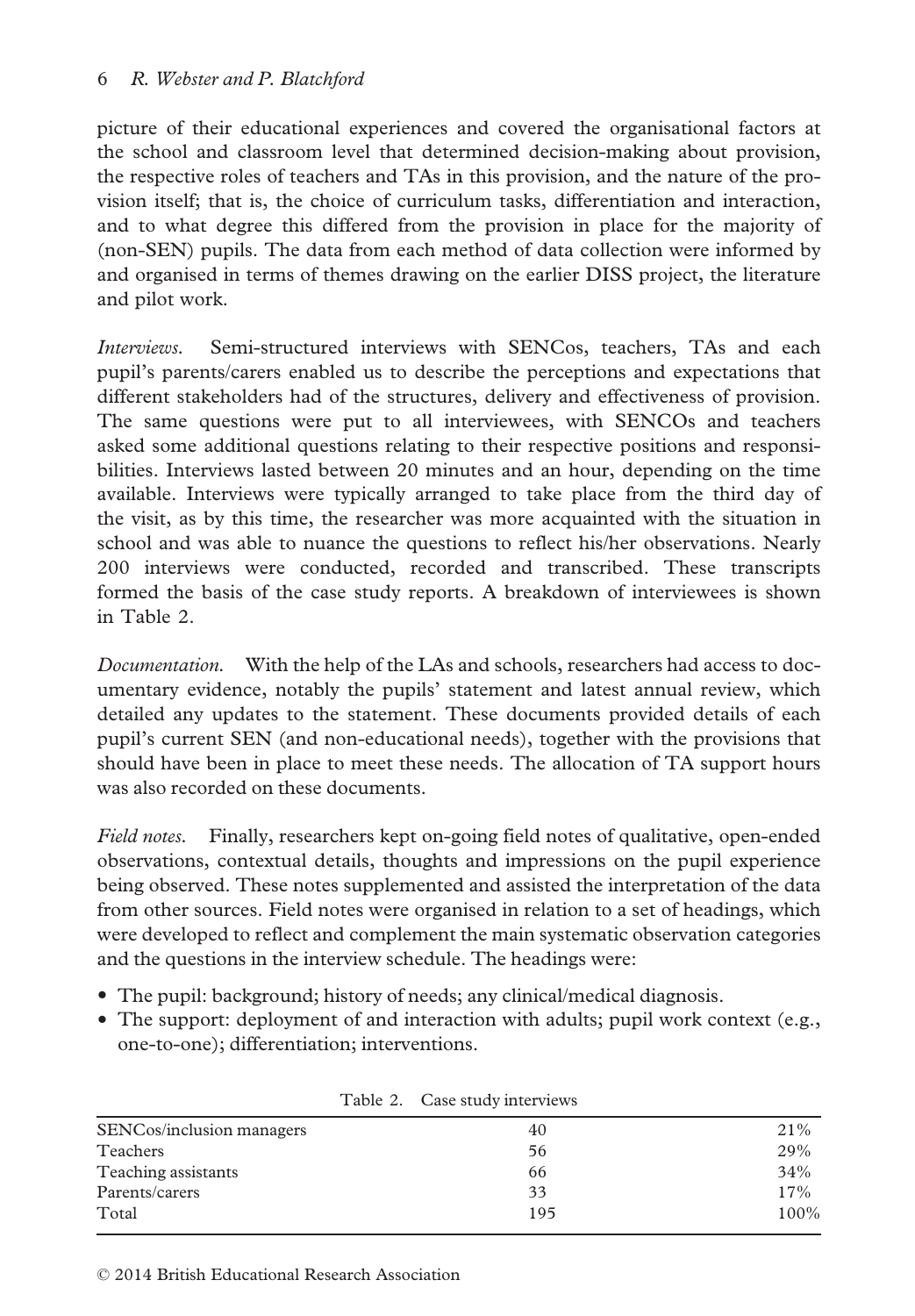picture of their educational experiences and covered the organisational factors at the school and classroom level that determined decision-making about provision, the respective roles of teachers and TAs in this provision, and the nature of the provision itself; that is, the choice of curriculum tasks, differentiation and interaction, and to what degree this differed from the provision in place for the majority of (non-SEN) pupils. The data from each method of data collection were informed by and organised in terms of themes drawing on the earlier DISS project, the literature and pilot work.

*Interviews.* Semi-structured interviews with SENCos, teachers, TAs and each pupil's parents/carers enabled us to describe the perceptions and expectations that different stakeholders had of the structures, delivery and effectiveness of provision. The same questions were put to all interviewees, with SENCOs and teachers asked some additional questions relating to their respective positions and responsibilities. Interviews lasted between 20 minutes and an hour, depending on the time available. Interviews were typically arranged to take place from the third day of the visit, as by this time, the researcher was more acquainted with the situation in school and was able to nuance the questions to reflect his/her observations. Nearly 200 interviews were conducted, recorded and transcribed. These transcripts formed the basis of the case study reports. A breakdown of interviewees is shown in Table 2.

*Documentation.* With the help of the LAs and schools, researchers had access to documentary evidence, notably the pupils' statement and latest annual review, which detailed any updates to the statement. These documents provided details of each pupil's current SEN (and non-educational needs), together with the provisions that should have been in place to meet these needs. The allocation of TA support hours was also recorded on these documents.

*Field notes.* Finally, researchers kept on-going field notes of qualitative, open-ended observations, contextual details, thoughts and impressions on the pupil experience being observed. These notes supplemented and assisted the interpretation of the data from other sources. Field notes were organised in relation to a set of headings, which were developed to reflect and complement the main systematic observation categories and the questions in the interview schedule. The headings were:

- The pupil: background; history of needs; any clinical/medical diagnosis.
- The support: deployment of and interaction with adults; pupil work context (e.g., one-to-one); differentiation; interventions.

Table 2. Case study interviews

| | | |
|---|---|---|
| SENCos/inclusion managers | 40 | 21% |
| Teachers | 56 | 29% |
| Teaching assistants | 66 | 34% |
| Parents/carers | 33 | 17% |
| Total | 195 | 100% |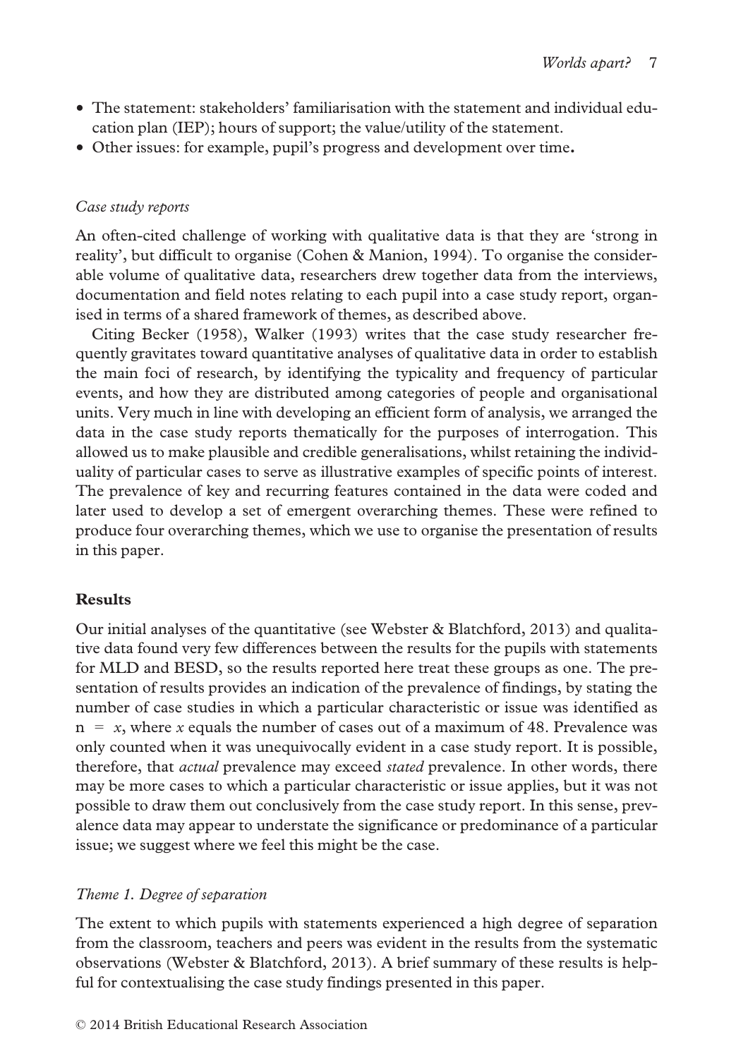- The statement: stakeholders' familiarisation with the statement and individual education plan (IEP); hours of support; the value/utility of the statement.
- Other issues: for example, pupil's progress and development over time.

*Case study reports*

An often-cited challenge of working with qualitative data is that they are 'strong in reality', but difficult to organise (Cohen & Manion, 1994). To organise the considerable volume of qualitative data, researchers drew together data from the interviews, documentation and field notes relating to each pupil into a case study report, organised in terms of a shared framework of themes, as described above.

Citing Becker (1958), Walker (1993) writes that the case study researcher frequently gravitates toward quantitative analyses of qualitative data in order to establish the main foci of research, by identifying the typicality and frequency of particular events, and how they are distributed among categories of people and organisational units. Very much in line with developing an efficient form of analysis, we arranged the data in the case study reports thematically for the purposes of interrogation. This allowed us to make plausible and credible generalisations, whilst retaining the individuality of particular cases to serve as illustrative examples of specific points of interest. The prevalence of key and recurring features contained in the data were coded and later used to develop a set of emergent overarching themes. These were refined to produce four overarching themes, which we use to organise the presentation of results in this paper.

## Results

Our initial analyses of the quantitative (see Webster & Blatchford, 2013) and qualitative data found very few differences between the results for the pupils with statements for MLD and BESD, so the results reported here treat these groups as one. The presentation of results provides an indication of the prevalence of findings, by stating the number of case studies in which a particular characteristic or issue was identified as $n = x$, where $x$ equals the number of cases out of a maximum of 48. Prevalence was only counted when it was unequivocally evident in a case study report. It is possible, therefore, that *actual* prevalence may exceed *stated* prevalence. In other words, there may be more cases to which a particular characteristic or issue applies, but it was not possible to draw them out conclusively from the case study report. In this sense, prevalence data may appear to understate the significance or predominance of a particular issue; we suggest where we feel this might be the case.

*Theme 1. Degree of separation*

The extent to which pupils with statements experienced a high degree of separation from the classroom, teachers and peers was evident in the results from the systematic observations (Webster & Blatchford, 2013). A brief summary of these results is helpful for contextualising the case study findings presented in this paper.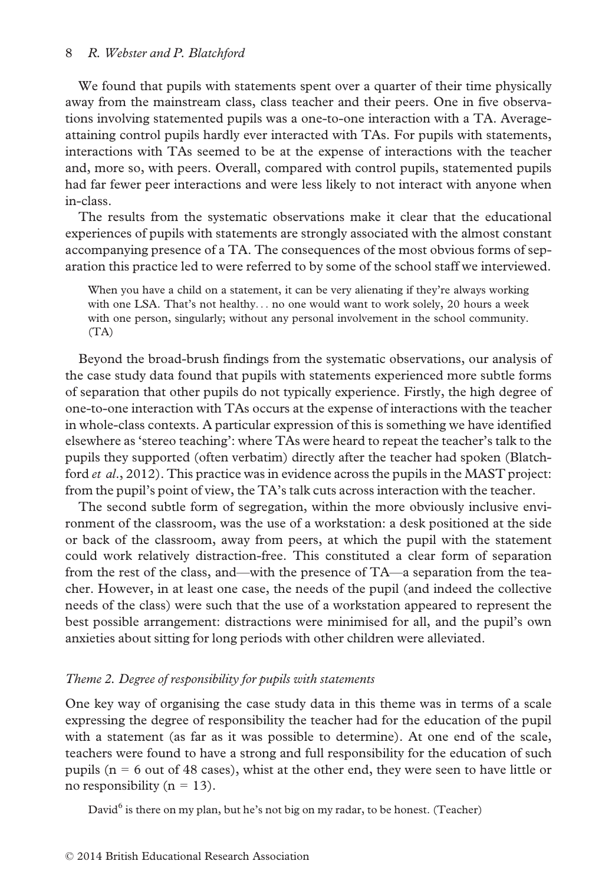We found that pupils with statements spent over a quarter of their time physically away from the mainstream class, class teacher and their peers. One in five observations involving statemented pupils was a one-to-one interaction with a TA. Average-attaining control pupils hardly ever interacted with TAs. For pupils with statements, interactions with TAs seemed to be at the expense of interactions with the teacher and, more so, with peers. Overall, compared with control pupils, statemented pupils had far fewer peer interactions and were less likely to not interact with anyone when in-class.

The results from the systematic observations make it clear that the educational experiences of pupils with statements are strongly associated with the almost constant accompanying presence of a TA. The consequences of the most obvious forms of separation this practice led to were referred to by some of the school staff we interviewed.

> When you have a child on a statement, it can be very alienating if they're always working with one LSA. That's not healthy... no one would want to work solely, 20 hours a week with one person, singularly; without any personal involvement in the school community. (TA)

Beyond the broad-brush findings from the systematic observations, our analysis of the case study data found that pupils with statements experienced more subtle forms of separation that other pupils do not typically experience. Firstly, the high degree of one-to-one interaction with TAs occurs at the expense of interactions with the teacher in whole-class contexts. A particular expression of this is something we have identified elsewhere as 'stereo teaching': where TAs were heard to repeat the teacher's talk to the pupils they supported (often verbatim) directly after the teacher had spoken (Blatchford *et al*., 2012). This practice was in evidence across the pupils in the MAST project: from the pupil's point of view, the TA's talk cuts across interaction with the teacher.

The second subtle form of segregation, within the more obviously inclusive environment of the classroom, was the use of a workstation: a desk positioned at the side or back of the classroom, away from peers, at which the pupil with the statement could work relatively distraction-free. This constituted a clear form of separation from the rest of the class, and—with the presence of TA—a separation from the teacher. However, in at least one case, the needs of the pupil (and indeed the collective needs of the class) were such that the use of a workstation appeared to represent the best possible arrangement: distractions were minimised for all, and the pupil's own anxieties about sitting for long periods with other children were alleviated.

### *Theme 2. Degree of responsibility for pupils with statements*

One key way of organising the case study data in this theme was in terms of a scale expressing the degree of responsibility the teacher had for the education of the pupil with a statement (as far as it was possible to determine). At one end of the scale, teachers were found to have a strong and full responsibility for the education of such pupils (n = 6 out of 48 cases), whist at the other end, they were seen to have little or no responsibility (n = 13).

> David[6] is there on my plan, but he's not big on my radar, to be honest. (Teacher)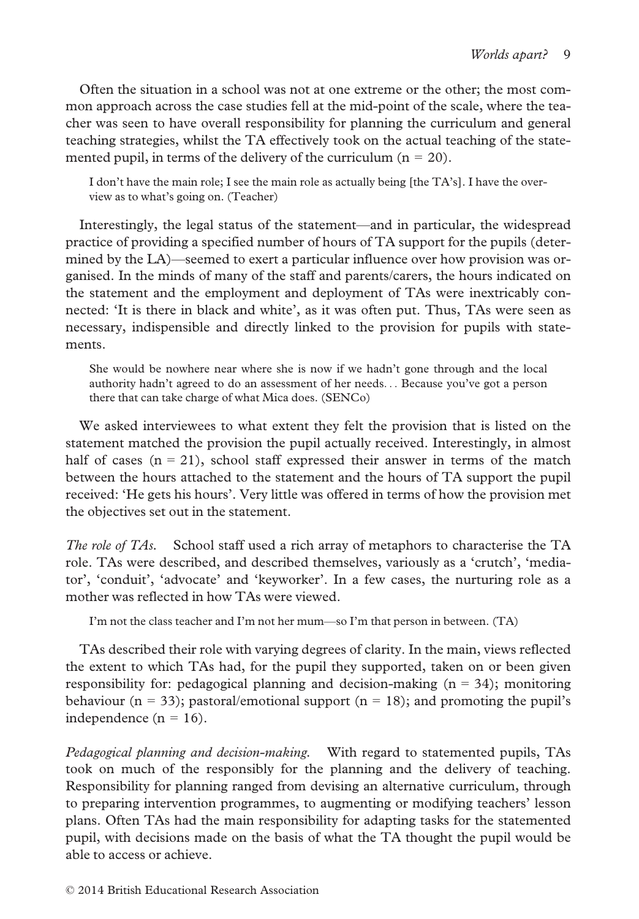Often the situation in a school was not at one extreme or the other; the most common approach across the case studies fell at the mid-point of the scale, where the teacher was seen to have overall responsibility for planning the curriculum and general teaching strategies, whilst the TA effectively took on the actual teaching of the statemented pupil, in terms of the delivery of the curriculum (n = 20).

> I don't have the main role; I see the main role as actually being [the TA's]. I have the overview as to what's going on. (Teacher)

Interestingly, the legal status of the statement—and in particular, the widespread practice of providing a specified number of hours of TA support for the pupils (determined by the LA)—seemed to exert a particular influence over how provision was organised. In the minds of many of the staff and parents/carers, the hours indicated on the statement and the employment and deployment of TAs were inextricably connected: 'It is there in black and white', as it was often put. Thus, TAs were seen as necessary, indispensible and directly linked to the provision for pupils with statements.

> She would be nowhere near where she is now if we hadn't gone through and the local authority hadn't agreed to do an assessment of her needs… Because you've got a person there that can take charge of what Mica does. (SENCo)

We asked interviewees to what extent they felt the provision that is listed on the statement matched the provision the pupil actually received. Interestingly, in almost half of cases (n = 21), school staff expressed their answer in terms of the match between the hours attached to the statement and the hours of TA support the pupil received: 'He gets his hours'. Very little was offered in terms of how the provision met the objectives set out in the statement.

*The role of TAs.* School staff used a rich array of metaphors to characterise the TA role. TAs were described, and described themselves, variously as a 'crutch', 'mediator', 'conduit', 'advocate' and 'keyworker'. In a few cases, the nurturing role as a mother was reflected in how TAs were viewed.

> I'm not the class teacher and I'm not her mum—so I'm that person in between. (TA)

TAs described their role with varying degrees of clarity. In the main, views reflected the extent to which TAs had, for the pupil they supported, taken on or been given responsibility for: pedagogical planning and decision-making (n = 34); monitoring behaviour (n = 33); pastoral/emotional support (n = 18); and promoting the pupil's independence (n = 16).

*Pedagogical planning and decision-making.* With regard to statemented pupils, TAs took on much of the responsibly for the planning and the delivery of teaching. Responsibility for planning ranged from devising an alternative curriculum, through to preparing intervention programmes, to augmenting or modifying teachers' lesson plans. Often TAs had the main responsibility for adapting tasks for the statemented pupil, with decisions made on the basis of what the TA thought the pupil would be able to access or achieve.

© 2014 British Educational Research Association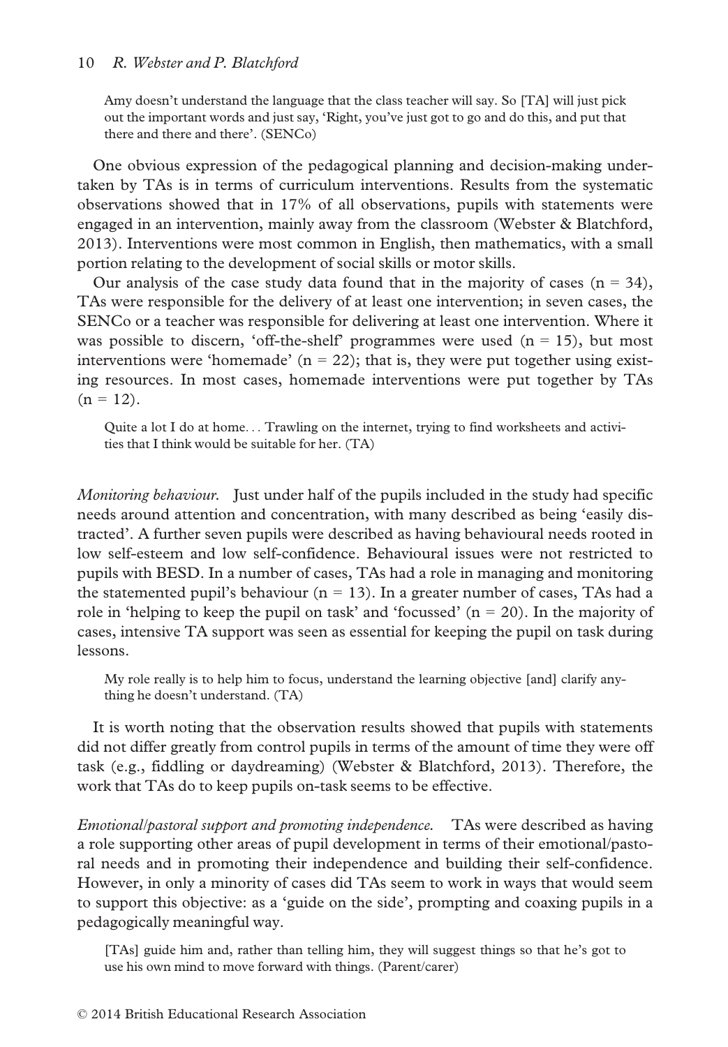> Amy doesn't understand the language that the class teacher will say. So [TA] will just pick out the important words and just say, 'Right, you've just got to go and do this, and put that there and there and there'. (SENCo)

One obvious expression of the pedagogical planning and decision-making undertaken by TAs is in terms of curriculum interventions. Results from the systematic observations showed that in 17% of all observations, pupils with statements were engaged in an intervention, mainly away from the classroom (Webster & Blatchford, 2013). Interventions were most common in English, then mathematics, with a small portion relating to the development of social skills or motor skills.

Our analysis of the case study data found that in the majority of cases (n = 34), TAs were responsible for the delivery of at least one intervention; in seven cases, the SENCo or a teacher was responsible for delivering at least one intervention. Where it was possible to discern, 'off-the-shelf' programmes were used (n = 15), but most interventions were 'homemade' (n = 22); that is, they were put together using existing resources. In most cases, homemade interventions were put together by TAs (n = 12).

> Quite a lot I do at home... Trawling on the internet, trying to find worksheets and activities that I think would be suitable for her. (TA)

*Monitoring behaviour.* Just under half of the pupils included in the study had specific needs around attention and concentration, with many described as being 'easily distracted'. A further seven pupils were described as having behavioural needs rooted in low self-esteem and low self-confidence. Behavioural issues were not restricted to pupils with BESD. In a number of cases, TAs had a role in managing and monitoring the statemented pupil's behaviour (n = 13). In a greater number of cases, TAs had a role in 'helping to keep the pupil on task' and 'focussed' (n = 20). In the majority of cases, intensive TA support was seen as essential for keeping the pupil on task during lessons.

> My role really is to help him to focus, understand the learning objective [and] clarify anything he doesn't understand. (TA)

It is worth noting that the observation results showed that pupils with statements did not differ greatly from control pupils in terms of the amount of time they were off task (e.g., fiddling or daydreaming) (Webster & Blatchford, 2013). Therefore, the work that TAs do to keep pupils on-task seems to be effective.

*Emotional/pastoral support and promoting independence.* TAs were described as having a role supporting other areas of pupil development in terms of their emotional/pastoral needs and in promoting their independence and building their self-confidence. However, in only a minority of cases did TAs seem to work in ways that would seem to support this objective: as a 'guide on the side', prompting and coaxing pupils in a pedagogically meaningful way.

> [TAs] guide him and, rather than telling him, they will suggest things so that he's got to use his own mind to move forward with things. (Parent/carer)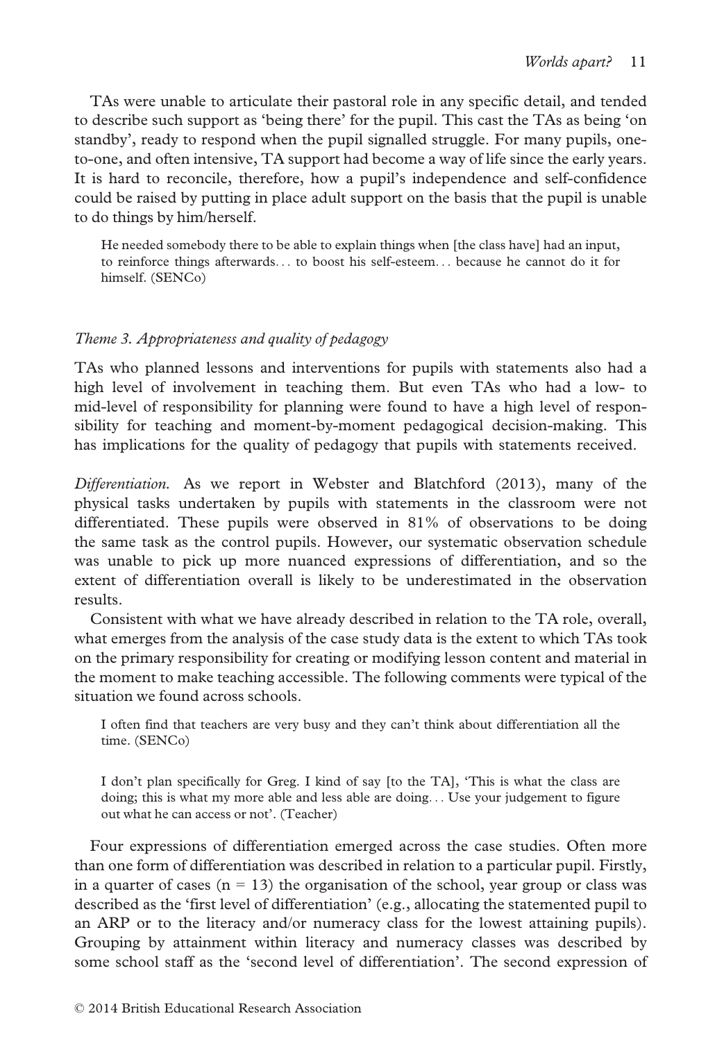TAs were unable to articulate their pastoral role in any specific detail, and tended to describe such support as 'being there' for the pupil. This cast the TAs as being 'on standby', ready to respond when the pupil signalled struggle. For many pupils, one-to-one, and often intensive, TA support had become a way of life since the early years. It is hard to reconcile, therefore, how a pupil's independence and self-confidence could be raised by putting in place adult support on the basis that the pupil is unable to do things by him/herself.

> He needed somebody there to be able to explain things when [the class have] had an input, to reinforce things afterwards... to boost his self-esteem... because he cannot do it for himself. (SENCo)

### *Theme 3. Appropriateness and quality of pedagogy*

TAs who planned lessons and interventions for pupils with statements also had a high level of involvement in teaching them. But even TAs who had a low- to mid-level of responsibility for planning were found to have a high level of responsibility for teaching and moment-by-moment pedagogical decision-making. This has implications for the quality of pedagogy that pupils with statements received.

*Differentiation.* As we report in Webster and Blatchford (2013), many of the physical tasks undertaken by pupils with statements in the classroom were not differentiated. These pupils were observed in 81% of observations to be doing the same task as the control pupils. However, our systematic observation schedule was unable to pick up more nuanced expressions of differentiation, and so the extent of differentiation overall is likely to be underestimated in the observation results.

Consistent with what we have already described in relation to the TA role, overall, what emerges from the analysis of the case study data is the extent to which TAs took on the primary responsibility for creating or modifying lesson content and material in the moment to make teaching accessible. The following comments were typical of the situation we found across schools.

> I often find that teachers are very busy and they can't think about differentiation all the time. (SENCo)

> I don't plan specifically for Greg. I kind of say [to the TA], 'This is what the class are doing; this is what my more able and less able are doing... Use your judgement to figure out what he can access or not'. (Teacher)

Four expressions of differentiation emerged across the case studies. Often more than one form of differentiation was described in relation to a particular pupil. Firstly, in a quarter of cases (n = 13) the organisation of the school, year group or class was described as the 'first level of differentiation' (e.g., allocating the statemented pupil to an ARP or to the literacy and/or numeracy class for the lowest attaining pupils). Grouping by attainment within literacy and numeracy classes was described by some school staff as the 'second level of differentiation'. The second expression of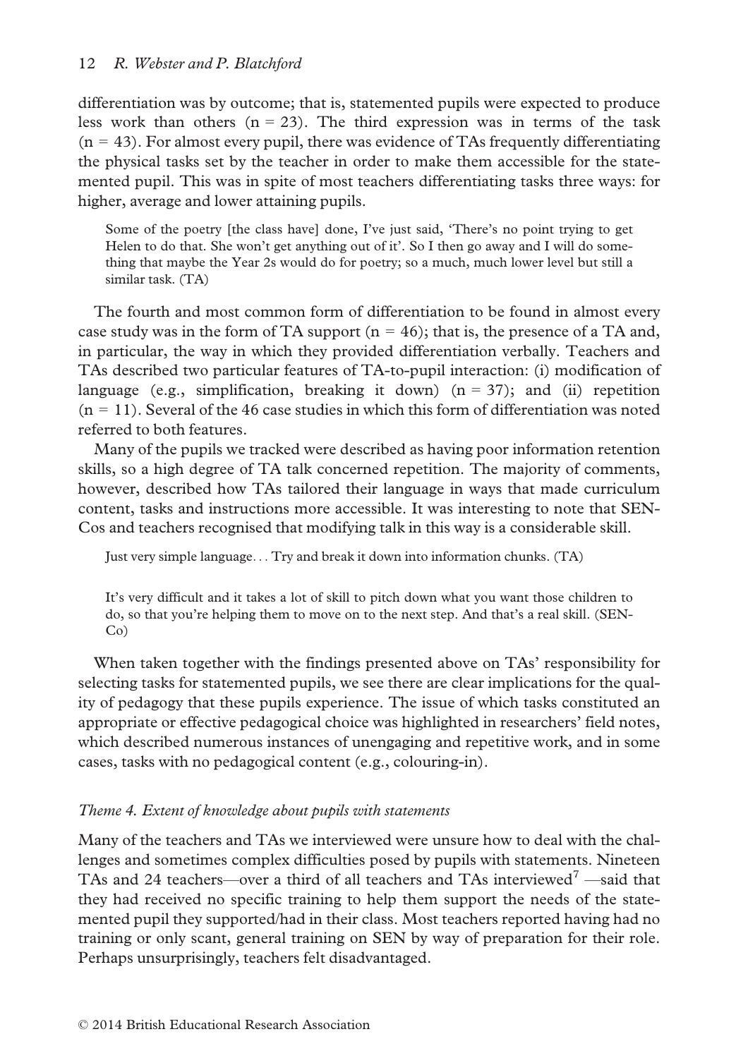differentiation was by outcome; that is, statemented pupils were expected to produce less work than others (n = 23). The third expression was in terms of the task (n = 43). For almost every pupil, there was evidence of TAs frequently differentiating the physical tasks set by the teacher in order to make them accessible for the statemented pupil. This was in spite of most teachers differentiating tasks three ways: for higher, average and lower attaining pupils.

> Some of the poetry [the class have] done, I've just said, 'There's no point trying to get Helen to do that. She won't get anything out of it'. So I then go away and I will do something that maybe the Year 2s would do for poetry; so a much, much lower level but still a similar task. (TA)

The fourth and most common form of differentiation to be found in almost every case study was in the form of TA support (n = 46); that is, the presence of a TA and, in particular, the way in which they provided differentiation verbally. Teachers and TAs described two particular features of TA-to-pupil interaction: (i) modification of language (e.g., simplification, breaking it down) (n = 37); and (ii) repetition (n = 11). Several of the 46 case studies in which this form of differentiation was noted referred to both features.

Many of the pupils we tracked were described as having poor information retention skills, so a high degree of TA talk concerned repetition. The majority of comments, however, described how TAs tailored their language in ways that made curriculum content, tasks and instructions more accessible. It was interesting to note that SENCos and teachers recognised that modifying talk in this way is a considerable skill.

> Just very simple language... Try and break it down into information chunks. (TA)

> It's very difficult and it takes a lot of skill to pitch down what you want those children to do, so that you're helping them to move on to the next step. And that's a real skill. (SENCo)

When taken together with the findings presented above on TAs' responsibility for selecting tasks for statemented pupils, we see there are clear implications for the quality of pedagogy that these pupils experience. The issue of which tasks constituted an appropriate or effective pedagogical choice was highlighted in researchers' field notes, which described numerous instances of unengaging and repetitive work, and in some cases, tasks with no pedagogical content (e.g., colouring-in).

### *Theme 4. Extent of knowledge about pupils with statements*

Many of the teachers and TAs we interviewed were unsure how to deal with the challenges and sometimes complex difficulties posed by pupils with statements. Nineteen TAs and 24 teachers—over a third of all teachers and TAs interviewed[7] —said that they had received no specific training to help them support the needs of the statemented pupil they supported/had in their class. Most teachers reported having had no training or only scant, general training on SEN by way of preparation for their role. Perhaps unsurprisingly, teachers felt disadvantaged.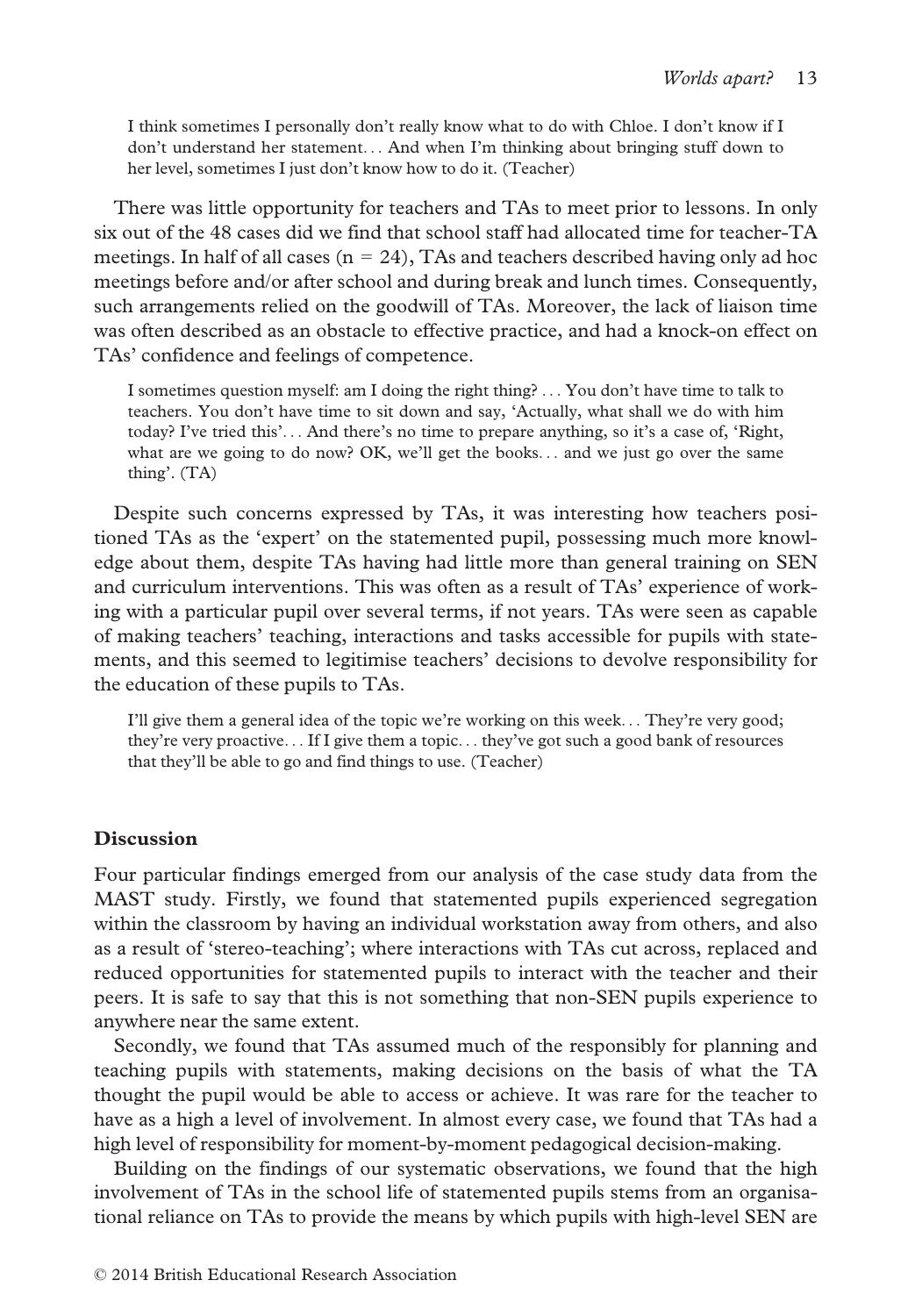> I think sometimes I personally don't really know what to do with Chloe. I don't know if I don't understand her statement... And when I'm thinking about bringing stuff down to her level, sometimes I just don't know how to do it. (Teacher)

There was little opportunity for teachers and TAs to meet prior to lessons. In only six out of the 48 cases did we find that school staff had allocated time for teacher-TA meetings. In half of all cases ($n = 24$), TAs and teachers described having only ad hoc meetings before and/or after school and during break and lunch times. Consequently, such arrangements relied on the goodwill of TAs. Moreover, the lack of liaison time was often described as an obstacle to effective practice, and had a knock-on effect on TAs' confidence and feelings of competence.

> I sometimes question myself: am I doing the right thing? ... You don't have time to talk to teachers. You don't have time to sit down and say, 'Actually, what shall we do with him today? I've tried this'... And there's no time to prepare anything, so it's a case of, 'Right, what are we going to do now? OK, we'll get the books... and we just go over the same thing'. (TA)

Despite such concerns expressed by TAs, it was interesting how teachers positioned TAs as the 'expert' on the statemented pupil, possessing much more knowledge about them, despite TAs having had little more than general training on SEN and curriculum interventions. This was often as a result of TAs' experience of working with a particular pupil over several terms, if not years. TAs were seen as capable of making teachers' teaching, interactions and tasks accessible for pupils with statements, and this seemed to legitimise teachers' decisions to devolve responsibility for the education of these pupils to TAs.

> I'll give them a general idea of the topic we're working on this week... They're very good; they're very proactive... If I give them a topic... they've got such a good bank of resources that they'll be able to go and find things to use. (Teacher)

## Discussion

Four particular findings emerged from our analysis of the case study data from the MAST study. Firstly, we found that statemented pupils experienced segregation within the classroom by having an individual workstation away from others, and also as a result of 'stereo-teaching'; where interactions with TAs cut across, replaced and reduced opportunities for statemented pupils to interact with the teacher and their peers. It is safe to say that this is not something that non-SEN pupils experience to anywhere near the same extent.

Secondly, we found that TAs assumed much of the responsibly for planning and teaching pupils with statements, making decisions on the basis of what the TA thought the pupil would be able to access or achieve. It was rare for the teacher to have as a high a level of involvement. In almost every case, we found that TAs had a high level of responsibility for moment-by-moment pedagogical decision-making.

Building on the findings of our systematic observations, we found that the high involvement of TAs in the school life of statemented pupils stems from an organisational reliance on TAs to provide the means by which pupils with high-level SEN are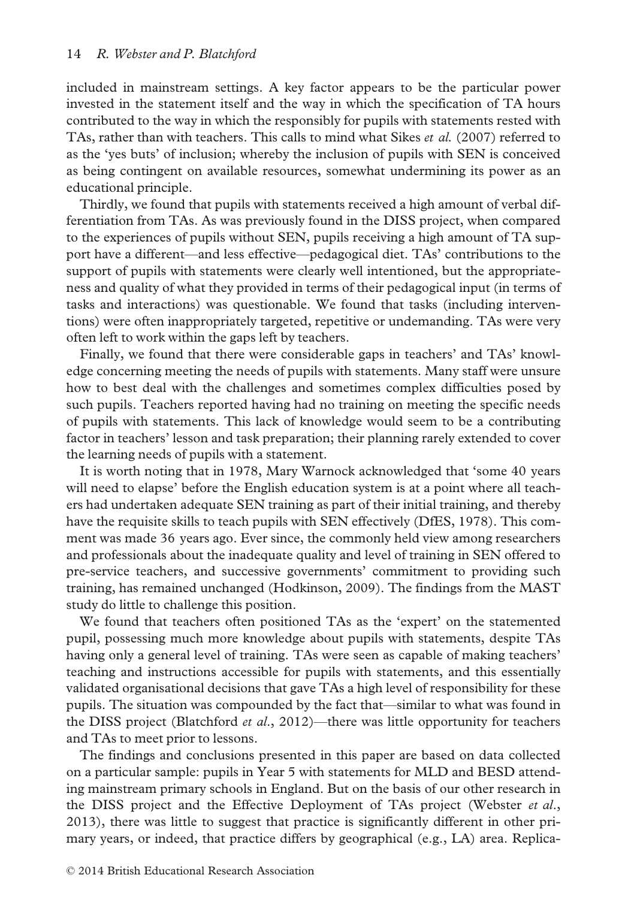included in mainstream settings. A key factor appears to be the particular power invested in the statement itself and the way in which the specification of TA hours contributed to the way in which the responsibly for pupils with statements rested with TAs, rather than with teachers. This calls to mind what Sikes *et al.* (2007) referred to as the 'yes buts' of inclusion; whereby the inclusion of pupils with SEN is conceived as being contingent on available resources, somewhat undermining its power as an educational principle.

Thirdly, we found that pupils with statements received a high amount of verbal differentiation from TAs. As was previously found in the DISS project, when compared to the experiences of pupils without SEN, pupils receiving a high amount of TA support have a different—and less effective—pedagogical diet. TAs' contributions to the support of pupils with statements were clearly well intentioned, but the appropriateness and quality of what they provided in terms of their pedagogical input (in terms of tasks and interactions) was questionable. We found that tasks (including interventions) were often inappropriately targeted, repetitive or undemanding. TAs were very often left to work within the gaps left by teachers.

Finally, we found that there were considerable gaps in teachers' and TAs' knowledge concerning meeting the needs of pupils with statements. Many staff were unsure how to best deal with the challenges and sometimes complex difficulties posed by such pupils. Teachers reported having had no training on meeting the specific needs of pupils with statements. This lack of knowledge would seem to be a contributing factor in teachers' lesson and task preparation; their planning rarely extended to cover the learning needs of pupils with a statement.

It is worth noting that in 1978, Mary Warnock acknowledged that 'some 40 years will need to elapse' before the English education system is at a point where all teachers had undertaken adequate SEN training as part of their initial training, and thereby have the requisite skills to teach pupils with SEN effectively (DfES, 1978). This comment was made 36 years ago. Ever since, the commonly held view among researchers and professionals about the inadequate quality and level of training in SEN offered to pre-service teachers, and successive governments' commitment to providing such training, has remained unchanged (Hodkinson, 2009). The findings from the MAST study do little to challenge this position.

We found that teachers often positioned TAs as the 'expert' on the statemented pupil, possessing much more knowledge about pupils with statements, despite TAs having only a general level of training. TAs were seen as capable of making teachers' teaching and instructions accessible for pupils with statements, and this essentially validated organisational decisions that gave TAs a high level of responsibility for these pupils. The situation was compounded by the fact that—similar to what was found in the DISS project (Blatchford *et al.*, 2012)—there was little opportunity for teachers and TAs to meet prior to lessons.

The findings and conclusions presented in this paper are based on data collected on a particular sample: pupils in Year 5 with statements for MLD and BESD attending mainstream primary schools in England. But on the basis of our other research in the DISS project and the Effective Deployment of TAs project (Webster *et al.*, 2013), there was little to suggest that practice is significantly different in other primary years, or indeed, that practice differs by geographical (e.g., LA) area. Replica-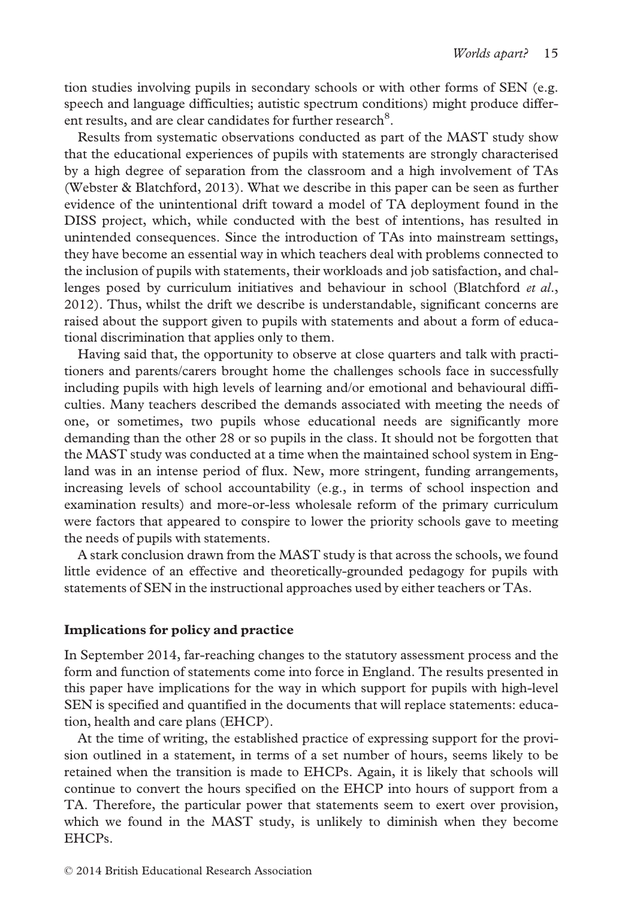tion studies involving pupils in secondary schools or with other forms of SEN (e.g. speech and language difficulties; autistic spectrum conditions) might produce different results, and are clear candidates for further research[8].

Results from systematic observations conducted as part of the MAST study show that the educational experiences of pupils with statements are strongly characterised by a high degree of separation from the classroom and a high involvement of TAs (Webster & Blatchford, 2013). What we describe in this paper can be seen as further evidence of the unintentional drift toward a model of TA deployment found in the DISS project, which, while conducted with the best of intentions, has resulted in unintended consequences. Since the introduction of TAs into mainstream settings, they have become an essential way in which teachers deal with problems connected to the inclusion of pupils with statements, their workloads and job satisfaction, and challenges posed by curriculum initiatives and behaviour in school (Blatchford *et al.*, 2012). Thus, whilst the drift we describe is understandable, significant concerns are raised about the support given to pupils with statements and about a form of educational discrimination that applies only to them.

Having said that, the opportunity to observe at close quarters and talk with practitioners and parents/carers brought home the challenges schools face in successfully including pupils with high levels of learning and/or emotional and behavioural difficulties. Many teachers described the demands associated with meeting the needs of one, or sometimes, two pupils whose educational needs are significantly more demanding than the other 28 or so pupils in the class. It should not be forgotten that the MAST study was conducted at a time when the maintained school system in England was in an intense period of flux. New, more stringent, funding arrangements, increasing levels of school accountability (e.g., in terms of school inspection and examination results) and more-or-less wholesale reform of the primary curriculum were factors that appeared to conspire to lower the priority schools gave to meeting the needs of pupils with statements.

A stark conclusion drawn from the MAST study is that across the schools, we found little evidence of an effective and theoretically-grounded pedagogy for pupils with statements of SEN in the instructional approaches used by either teachers or TAs.

**Implications for policy and practice**

In September 2014, far-reaching changes to the statutory assessment process and the form and function of statements come into force in England. The results presented in this paper have implications for the way in which support for pupils with high-level SEN is specified and quantified in the documents that will replace statements: education, health and care plans (EHCP).

At the time of writing, the established practice of expressing support for the provision outlined in a statement, in terms of a set number of hours, seems likely to be retained when the transition is made to EHCPs. Again, it is likely that schools will continue to convert the hours specified on the EHCP into hours of support from a TA. Therefore, the particular power that statements seem to exert over provision, which we found in the MAST study, is unlikely to diminish when they become EHCPs.

© 2014 British Educational Research Association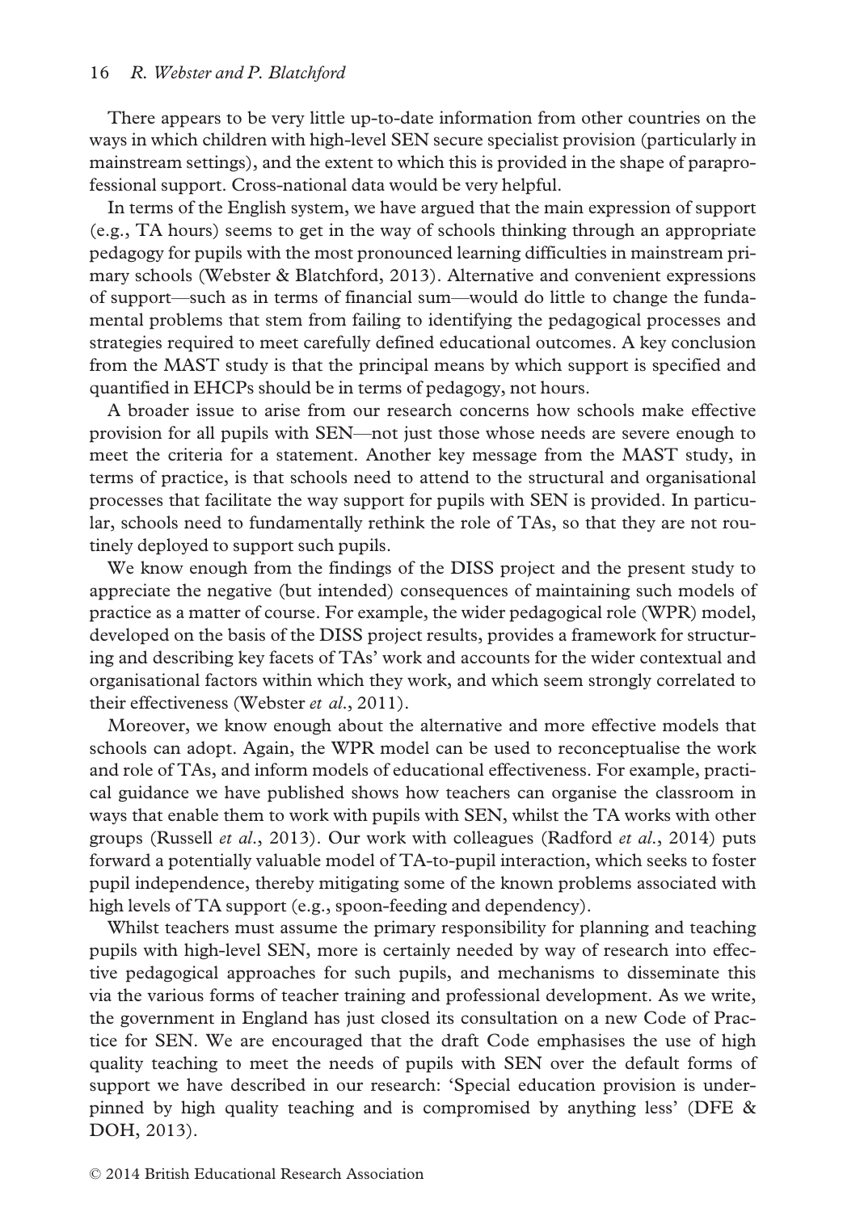There appears to be very little up-to-date information from other countries on the ways in which children with high-level SEN secure specialist provision (particularly in mainstream settings), and the extent to which this is provided in the shape of paraprofessional support. Cross-national data would be very helpful.

In terms of the English system, we have argued that the main expression of support (e.g., TA hours) seems to get in the way of schools thinking through an appropriate pedagogy for pupils with the most pronounced learning difficulties in mainstream primary schools (Webster & Blatchford, 2013). Alternative and convenient expressions of support—such as in terms of financial sum—would do little to change the fundamental problems that stem from failing to identifying the pedagogical processes and strategies required to meet carefully defined educational outcomes. A key conclusion from the MAST study is that the principal means by which support is specified and quantified in EHCPs should be in terms of pedagogy, not hours.

A broader issue to arise from our research concerns how schools make effective provision for all pupils with SEN—not just those whose needs are severe enough to meet the criteria for a statement. Another key message from the MAST study, in terms of practice, is that schools need to attend to the structural and organisational processes that facilitate the way support for pupils with SEN is provided. In particular, schools need to fundamentally rethink the role of TAs, so that they are not routinely deployed to support such pupils.

We know enough from the findings of the DISS project and the present study to appreciate the negative (but intended) consequences of maintaining such models of practice as a matter of course. For example, the wider pedagogical role (WPR) model, developed on the basis of the DISS project results, provides a framework for structuring and describing key facets of TAs' work and accounts for the wider contextual and organisational factors within which they work, and which seem strongly correlated to their effectiveness (Webster *et al.*, 2011).

Moreover, we know enough about the alternative and more effective models that schools can adopt. Again, the WPR model can be used to reconceptualise the work and role of TAs, and inform models of educational effectiveness. For example, practical guidance we have published shows how teachers can organise the classroom in ways that enable them to work with pupils with SEN, whilst the TA works with other groups (Russell *et al.*, 2013). Our work with colleagues (Radford *et al.*, 2014) puts forward a potentially valuable model of TA-to-pupil interaction, which seeks to foster pupil independence, thereby mitigating some of the known problems associated with high levels of TA support (e.g., spoon-feeding and dependency).

Whilst teachers must assume the primary responsibility for planning and teaching pupils with high-level SEN, more is certainly needed by way of research into effective pedagogical approaches for such pupils, and mechanisms to disseminate this via the various forms of teacher training and professional development. As we write, the government in England has just closed its consultation on a new Code of Practice for SEN. We are encouraged that the draft Code emphasises the use of high quality teaching to meet the needs of pupils with SEN over the default forms of support we have described in our research: 'Special education provision is underpinned by high quality teaching and is compromised by anything less' (DFE & DOH, 2013).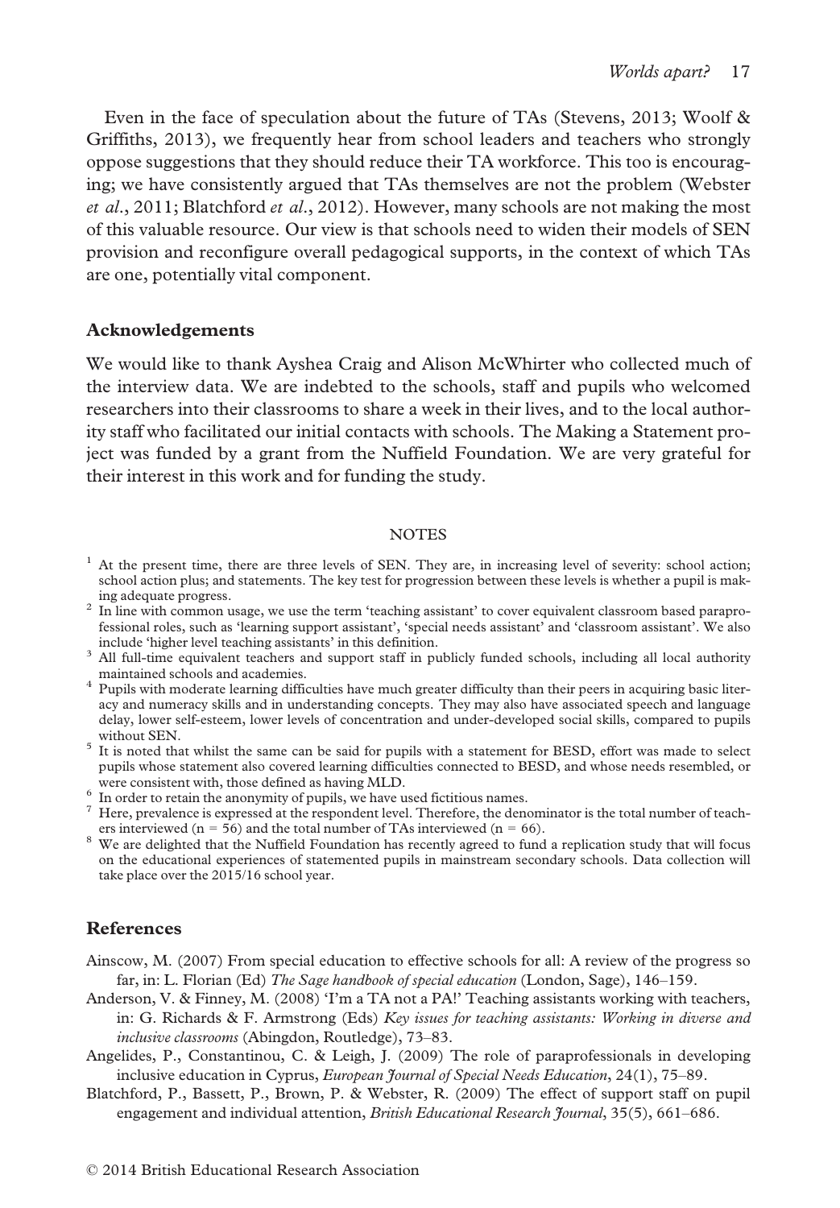Even in the face of speculation about the future of TAs (Stevens, 2013; Woolf & Griffiths, 2013), we frequently hear from school leaders and teachers who strongly oppose suggestions that they should reduce their TA workforce. This too is encouraging; we have consistently argued that TAs themselves are not the problem (Webster *et al*., 2011; Blatchford *et al*., 2012). However, many schools are not making the most of this valuable resource. Our view is that schools need to widen their models of SEN provision and reconfigure overall pedagogical supports, in the context of which TAs are one, potentially vital component.

## Acknowledgements

We would like to thank Ayshea Craig and Alison McWhirter who collected much of the interview data. We are indebted to the schools, staff and pupils who welcomed researchers into their classrooms to share a week in their lives, and to the local authority staff who facilitated our initial contacts with schools. The Making a Statement project was funded by a grant from the Nuffield Foundation. We are very grateful for their interest in this work and for funding the study.

## NOTES

[1] At the present time, there are three levels of SEN. They are, in increasing level of severity: school action; school action plus; and statements. The key test for progression between these levels is whether a pupil is making adequate progress.

[2] In line with common usage, we use the term 'teaching assistant' to cover equivalent classroom based paraprofessional roles, such as 'learning support assistant', 'special needs assistant' and 'classroom assistant'. We also include 'higher level teaching assistants' in this definition.

[3] All full-time equivalent teachers and support staff in publicly funded schools, including all local authority maintained schools and academies.

[4] Pupils with moderate learning difficulties have much greater difficulty than their peers in acquiring basic literacy and numeracy skills and in understanding concepts. They may also have associated speech and language delay, lower self-esteem, lower levels of concentration and under-developed social skills, compared to pupils without SEN.

[5] It is noted that whilst the same can be said for pupils with a statement for BESD, effort was made to select pupils whose statement also covered learning difficulties connected to BESD, and whose needs resembled, or were consistent with, those defined as having MLD.

[6] In order to retain the anonymity of pupils, we have used fictitious names.

[7] Here, prevalence is expressed at the respondent level. Therefore, the denominator is the total number of teachers interviewed ($n = 56$) and the total number of TAs interviewed ($n = 66$).

[8] We are delighted that the Nuffield Foundation has recently agreed to fund a replication study that will focus on the educational experiences of statemented pupils in mainstream secondary schools. Data collection will take place over the 2015/16 school year.

## References

Ainscow, M. (2007) From special education to effective schools for all: A review of the progress so far, in: L. Florian (Ed) *The Sage handbook of special education* (London, Sage), 146–159.

Anderson, V. & Finney, M. (2008) 'I'm a TA not a PA!' Teaching assistants working with teachers, in: G. Richards & F. Armstrong (Eds) *Key issues for teaching assistants: Working in diverse and inclusive classrooms* (Abingdon, Routledge), 73–83.

Angelides, P., Constantinou, C. & Leigh, J. (2009) The role of paraprofessionals in developing inclusive education in Cyprus, *European Journal of Special Needs Education*, 24(1), 75–89.

Blatchford, P., Bassett, P., Brown, P. & Webster, R. (2009) The effect of support staff on pupil engagement and individual attention, *British Educational Research Journal*, 35(5), 661–686.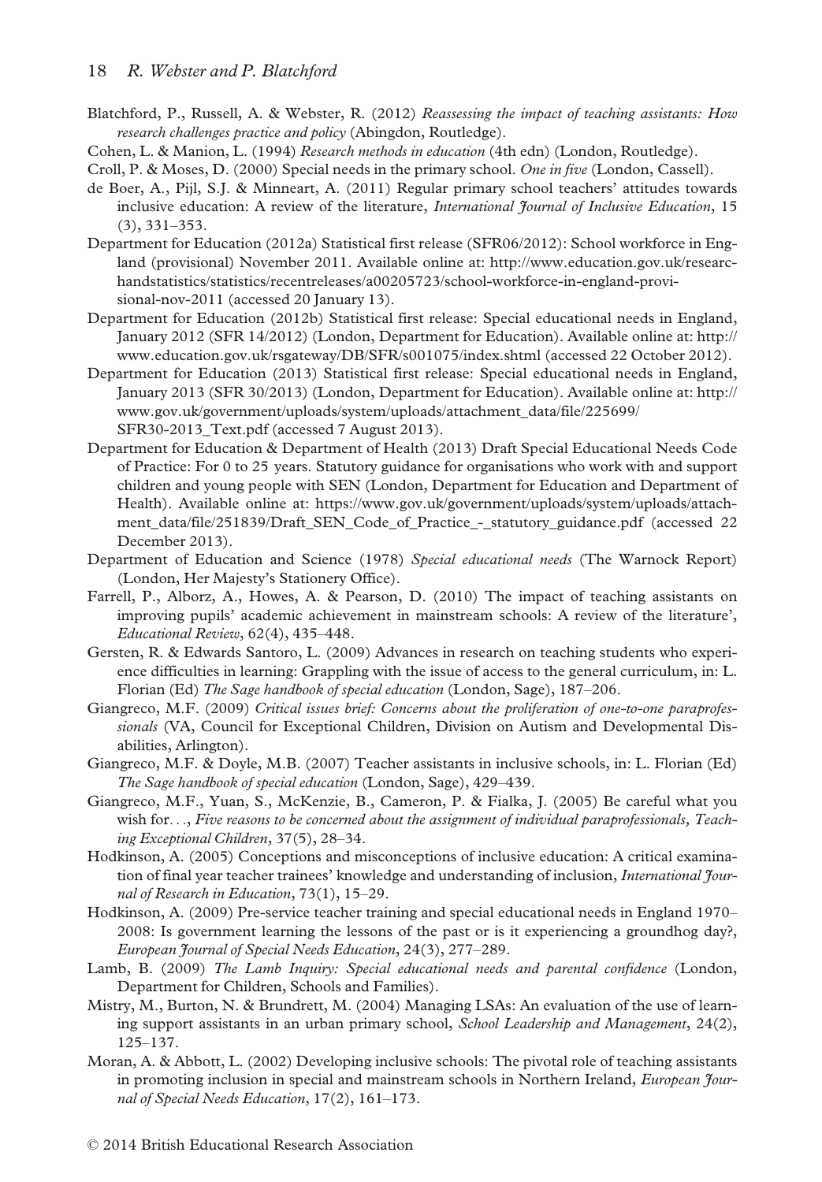Blatchford, P., Russell, A. & Webster, R. (2012) *Reassessing the impact of teaching assistants: How research challenges practice and policy* (Abingdon, Routledge).

Cohen, L. & Manion, L. (1994) *Research methods in education* (4th edn) (London, Routledge).

Croll, P. & Moses, D. (2000) Special needs in the primary school. *One in five* (London, Cassell).

de Boer, A., Pijl, S.J. & Minneart, A. (2011) Regular primary school teachers' attitudes towards inclusive education: A review of the literature, *International Journal of Inclusive Education*, 15 (3), 331–353.

Department for Education (2012a) Statistical first release (SFR06/2012): School workforce in England (provisional) November 2011. Available online at: http://www.education.gov.uk/researchandstatistics/statistics/recentreleases/a00205723/school-workforce-in-england-provisional-nov-2011 (accessed 20 January 13).

Department for Education (2012b) Statistical first release: Special educational needs in England, January 2012 (SFR 14/2012) (London, Department for Education). Available online at: http://www.education.gov.uk/rsgateway/DB/SFR/s001075/index.shtml (accessed 22 October 2012).

Department for Education (2013) Statistical first release: Special educational needs in England, January 2013 (SFR 30/2013) (London, Department for Education). Available online at: http://www.gov.uk/government/uploads/system/uploads/attachment_data/file/225699/SFR30-2013_Text.pdf (accessed 7 August 2013).

Department for Education & Department of Health (2013) Draft Special Educational Needs Code of Practice: For 0 to 25 years. Statutory guidance for organisations who work with and support children and young people with SEN (London, Department for Education and Department of Health). Available online at: https://www.gov.uk/government/uploads/system/uploads/attachment_data/file/251839/Draft_SEN_Code_of_Practice_-_statutory_guidance.pdf (accessed 22 December 2013).

Department of Education and Science (1978) *Special educational needs* (The Warnock Report) (London, Her Majesty's Stationery Office).

Farrell, P., Alborz, A., Howes, A. & Pearson, D. (2010) The impact of teaching assistants on improving pupils' academic achievement in mainstream schools: A review of the literature', *Educational Review*, 62(4), 435–448.

Gersten, R. & Edwards Santoro, L. (2009) Advances in research on teaching students who experience difficulties in learning: Grappling with the issue of access to the general curriculum, in: L. Florian (Ed) *The Sage handbook of special education* (London, Sage), 187–206.

Giangreco, M.F. (2009) *Critical issues brief: Concerns about the proliferation of one-to-one paraprofessionals* (VA, Council for Exceptional Children, Division on Autism and Developmental Disabilities, Arlington).

Giangreco, M.F. & Doyle, M.B. (2007) Teacher assistants in inclusive schools, in: L. Florian (Ed) *The Sage handbook of special education* (London, Sage), 429–439.

Giangreco, M.F., Yuan, S., McKenzie, B., Cameron, P. & Fialka, J. (2005) Be careful what you wish for..., *Five reasons to be concerned about the assignment of individual paraprofessionals, Teaching Exceptional Children*, 37(5), 28–34.

Hodkinson, A. (2005) Conceptions and misconceptions of inclusive education: A critical examination of final year teacher trainees' knowledge and understanding of inclusion, *International Journal of Research in Education*, 73(1), 15–29.

Hodkinson, A. (2009) Pre-service teacher training and special educational needs in England 1970–2008: Is government learning the lessons of the past or is it experiencing a groundhog day?, *European Journal of Special Needs Education*, 24(3), 277–289.

Lamb, B. (2009) *The Lamb Inquiry: Special educational needs and parental confidence* (London, Department for Children, Schools and Families).

Mistry, M., Burton, N. & Brundrett, M. (2004) Managing LSAs: An evaluation of the use of learning support assistants in an urban primary school, *School Leadership and Management*, 24(2), 125–137.

Moran, A. & Abbott, L. (2002) Developing inclusive schools: The pivotal role of teaching assistants in promoting inclusion in special and mainstream schools in Northern Ireland, *European Journal of Special Needs Education*, 17(2), 161–173.

© 2014 British Educational Research Association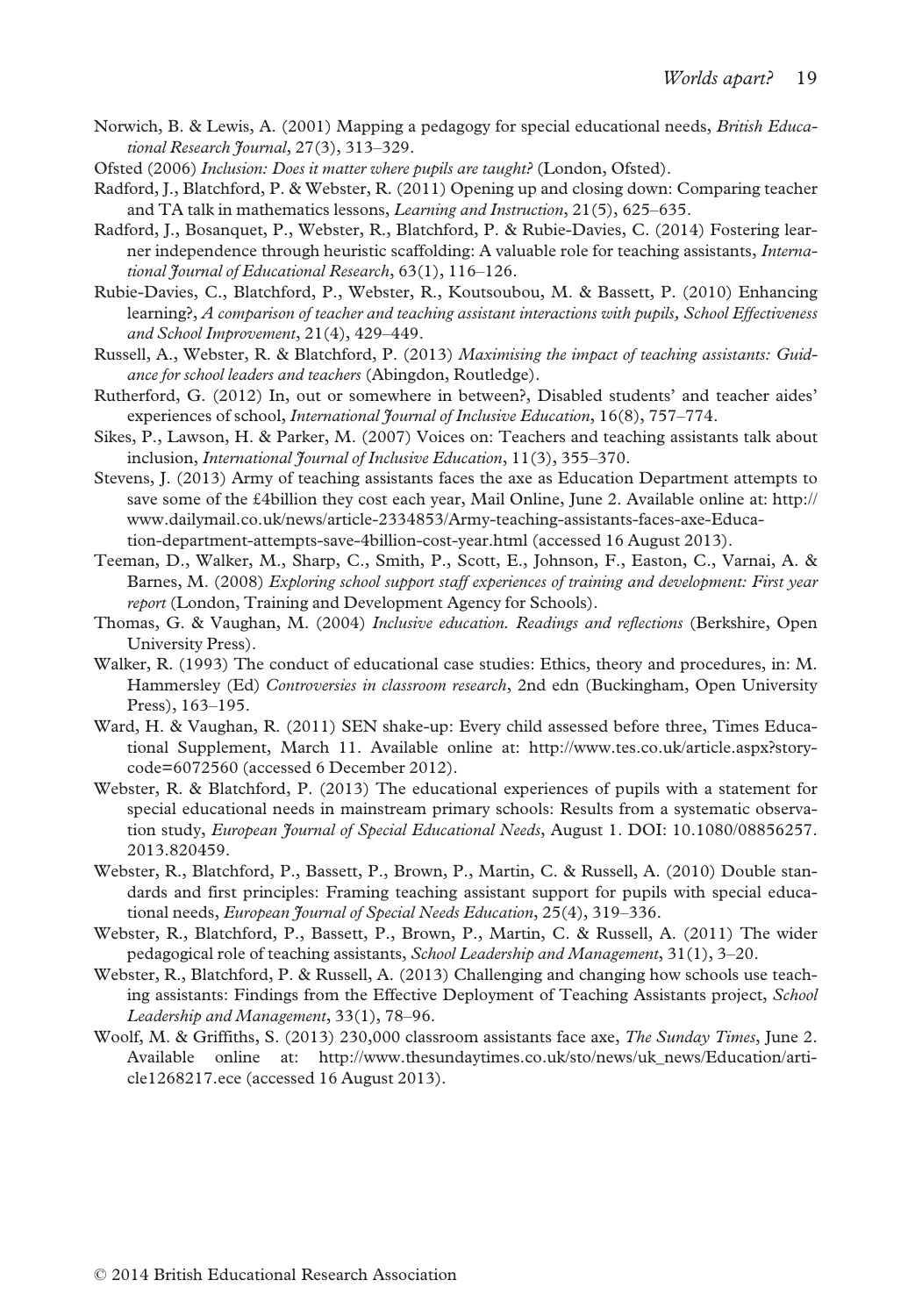Norwich, B. & Lewis, A. (2001) Mapping a pedagogy for special educational needs, *British Educational Research Journal*, 27(3), 313–329.

Ofsted (2006) *Inclusion: Does it matter where pupils are taught?* (London, Ofsted).

Radford, J., Blatchford, P. & Webster, R. (2011) Opening up and closing down: Comparing teacher and TA talk in mathematics lessons, *Learning and Instruction*, 21(5), 625–635.

Radford, J., Bosanquet, P., Webster, R., Blatchford, P. & Rubie-Davies, C. (2014) Fostering learner independence through heuristic scaffolding: A valuable role for teaching assistants, *International Journal of Educational Research*, 63(1), 116–126.

Rubie-Davies, C., Blatchford, P., Webster, R., Koutsoubou, M. & Bassett, P. (2010) Enhancing learning?, *A comparison of teacher and teaching assistant interactions with pupils, School Effectiveness and School Improvement*, 21(4), 429–449.

Russell, A., Webster, R. & Blatchford, P. (2013) *Maximising the impact of teaching assistants: Guidance for school leaders and teachers* (Abingdon, Routledge).

Rutherford, G. (2012) In, out or somewhere in between?, Disabled students' and teacher aides' experiences of school, *International Journal of Inclusive Education*, 16(8), 757–774.

Sikes, P., Lawson, H. & Parker, M. (2007) Voices on: Teachers and teaching assistants talk about inclusion, *International Journal of Inclusive Education*, 11(3), 355–370.

Stevens, J. (2013) Army of teaching assistants faces the axe as Education Department attempts to save some of the £4billion they cost each year, Mail Online, June 2. Available online at: http://www.dailymail.co.uk/news/article-2334853/Army-teaching-assistants-faces-axe-Education-department-attempts-save-4billion-cost-year.html (accessed 16 August 2013).

Teeman, D., Walker, M., Sharp, C., Smith, P., Scott, E., Johnson, F., Easton, C., Varnai, A. & Barnes, M. (2008) *Exploring school support staff experiences of training and development: First year report* (London, Training and Development Agency for Schools).

Thomas, G. & Vaughan, M. (2004) *Inclusive education. Readings and reflections* (Berkshire, Open University Press).

Walker, R. (1993) The conduct of educational case studies: Ethics, theory and procedures, in: M. Hammersley (Ed) *Controversies in classroom research*, 2nd edn (Buckingham, Open University Press), 163–195.

Ward, H. & Vaughan, R. (2011) SEN shake-up: Every child assessed before three, Times Educational Supplement, March 11. Available online at: http://www.tes.co.uk/article.aspx?storycode=6072560 (accessed 6 December 2012).

Webster, R. & Blatchford, P. (2013) The educational experiences of pupils with a statement for special educational needs in mainstream primary schools: Results from a systematic observation study, *European Journal of Special Educational Needs*, August 1. DOI: 10.1080/08856257.2013.820459.

Webster, R., Blatchford, P., Bassett, P., Brown, P., Martin, C. & Russell, A. (2010) Double standards and first principles: Framing teaching assistant support for pupils with special educational needs, *European Journal of Special Needs Education*, 25(4), 319–336.

Webster, R., Blatchford, P., Bassett, P., Brown, P., Martin, C. & Russell, A. (2011) The wider pedagogical role of teaching assistants, *School Leadership and Management*, 31(1), 3–20.

Webster, R., Blatchford, P. & Russell, A. (2013) Challenging and changing how schools use teaching assistants: Findings from the Effective Deployment of Teaching Assistants project, *School Leadership and Management*, 33(1), 78–96.

Woolf, M. & Griffiths, S. (2013) 230,000 classroom assistants face axe, *The Sunday Times*, June 2. Available online at: http://www.thesundaytimes.co.uk/sto/news/uk_news/Education/article1268217.ece (accessed 16 August 2013).

© 2014 British Educational Research Association